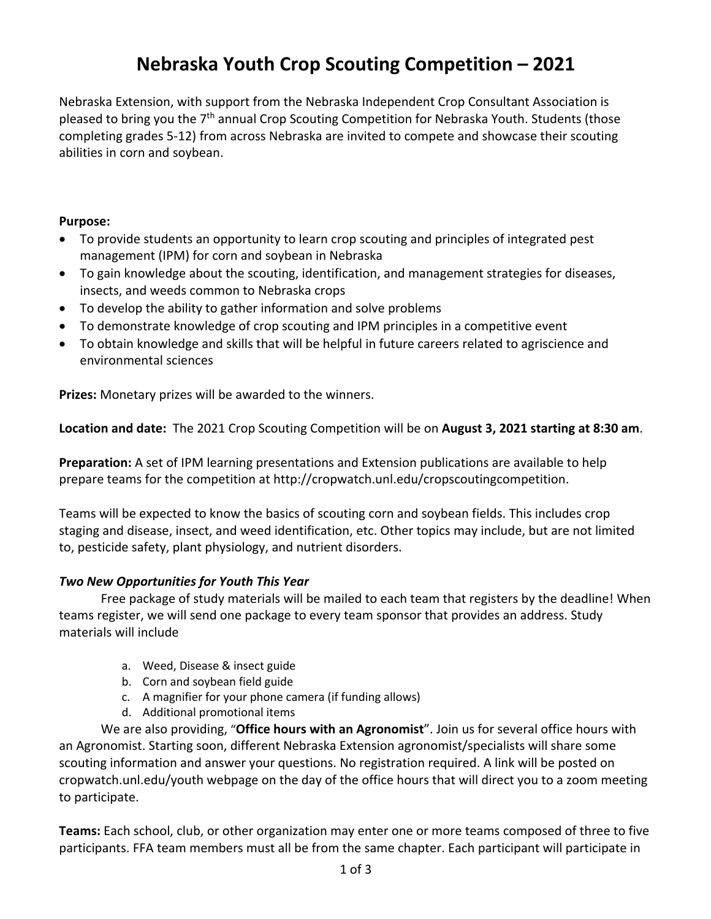# Nebraska Youth Crop Scouting Competition – 2021

Nebraska Extension, with support from the Nebraska Independent Crop Consultant Association is pleased to bring you the 7th annual Crop Scouting Competition for Nebraska Youth. Students (those completing grades 5-12) from across Nebraska are invited to compete and showcase their scouting abilities in corn and soybean.

**Purpose:**

- To provide students an opportunity to learn crop scouting and principles of integrated pest management (IPM) for corn and soybean in Nebraska
- To gain knowledge about the scouting, identification, and management strategies for diseases, insects, and weeds common to Nebraska crops
- To develop the ability to gather information and solve problems
- To demonstrate knowledge of crop scouting and IPM principles in a competitive event
- To obtain knowledge and skills that will be helpful in future careers related to agriscience and environmental sciences

**Prizes:** Monetary prizes will be awarded to the winners.

**Location and date:** The 2021 Crop Scouting Competition will be on **August 3, 2021 starting at 8:30 am**.

**Preparation:** A set of IPM learning presentations and Extension publications are available to help prepare teams for the competition at http://cropwatch.unl.edu/cropscoutingcompetition.

Teams will be expected to know the basics of scouting corn and soybean fields. This includes crop staging and disease, insect, and weed identification, etc. Other topics may include, but are not limited to, pesticide safety, plant physiology, and nutrient disorders.

***Two New Opportunities for Youth This Year***

Free package of study materials will be mailed to each team that registers by the deadline! When teams register, we will send one package to every team sponsor that provides an address. Study materials will include

a. Weed, Disease & insect guide
b. Corn and soybean field guide
c. A magnifier for your phone camera (if funding allows)
d. Additional promotional items

We are also providing, "**Office hours with an Agronomist**". Join us for several office hours with an Agronomist. Starting soon, different Nebraska Extension agronomist/specialists will share some scouting information and answer your questions. No registration required. A link will be posted on cropwatch.unl.edu/youth webpage on the day of the office hours that will direct you to a zoom meeting to participate.

**Teams:** Each school, club, or other organization may enter one or more teams composed of three to five participants. FFA team members must all be from the same chapter. Each participant will participate in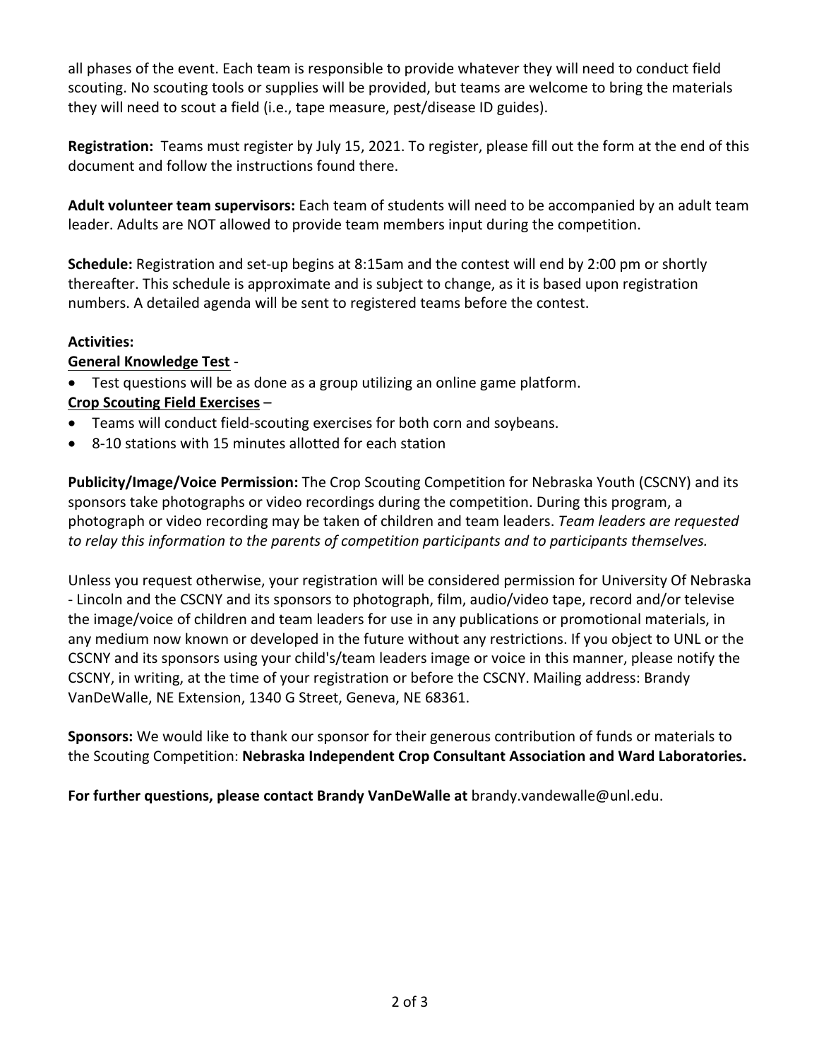all phases of the event. Each team is responsible to provide whatever they will need to conduct field scouting. No scouting tools or supplies will be provided, but teams are welcome to bring the materials they will need to scout a field (i.e., tape measure, pest/disease ID guides).

**Registration:** Teams must register by July 15, 2021. To register, please fill out the form at the end of this document and follow the instructions found there.

**Adult volunteer team supervisors:** Each team of students will need to be accompanied by an adult team leader. Adults are NOT allowed to provide team members input during the competition.

**Schedule:** Registration and set-up begins at 8:15am and the contest will end by 2:00 pm or shortly thereafter. This schedule is approximate and is subject to change, as it is based upon registration numbers. A detailed agenda will be sent to registered teams before the contest.

**Activities:**

**General Knowledge Test** -

- Test questions will be as done as a group utilizing an online game platform.

**Crop Scouting Field Exercises** –

- Teams will conduct field-scouting exercises for both corn and soybeans.
- 8-10 stations with 15 minutes allotted for each station

**Publicity/Image/Voice Permission:** The Crop Scouting Competition for Nebraska Youth (CSCNY) and its sponsors take photographs or video recordings during the competition. During this program, a photograph or video recording may be taken of children and team leaders. *Team leaders are requested to relay this information to the parents of competition participants and to participants themselves.*

Unless you request otherwise, your registration will be considered permission for University Of Nebraska - Lincoln and the CSCNY and its sponsors to photograph, film, audio/video tape, record and/or televise the image/voice of children and team leaders for use in any publications or promotional materials, in any medium now known or developed in the future without any restrictions. If you object to UNL or the CSCNY and its sponsors using your child's/team leaders image or voice in this manner, please notify the CSCNY, in writing, at the time of your registration or before the CSCNY. Mailing address: Brandy VanDeWalle, NE Extension, 1340 G Street, Geneva, NE 68361.

**Sponsors:** We would like to thank our sponsor for their generous contribution of funds or materials to the Scouting Competition: **Nebraska Independent Crop Consultant Association and Ward Laboratories.**

**For further questions, please contact Brandy VanDeWalle at** brandy.vandewalle@unl.edu.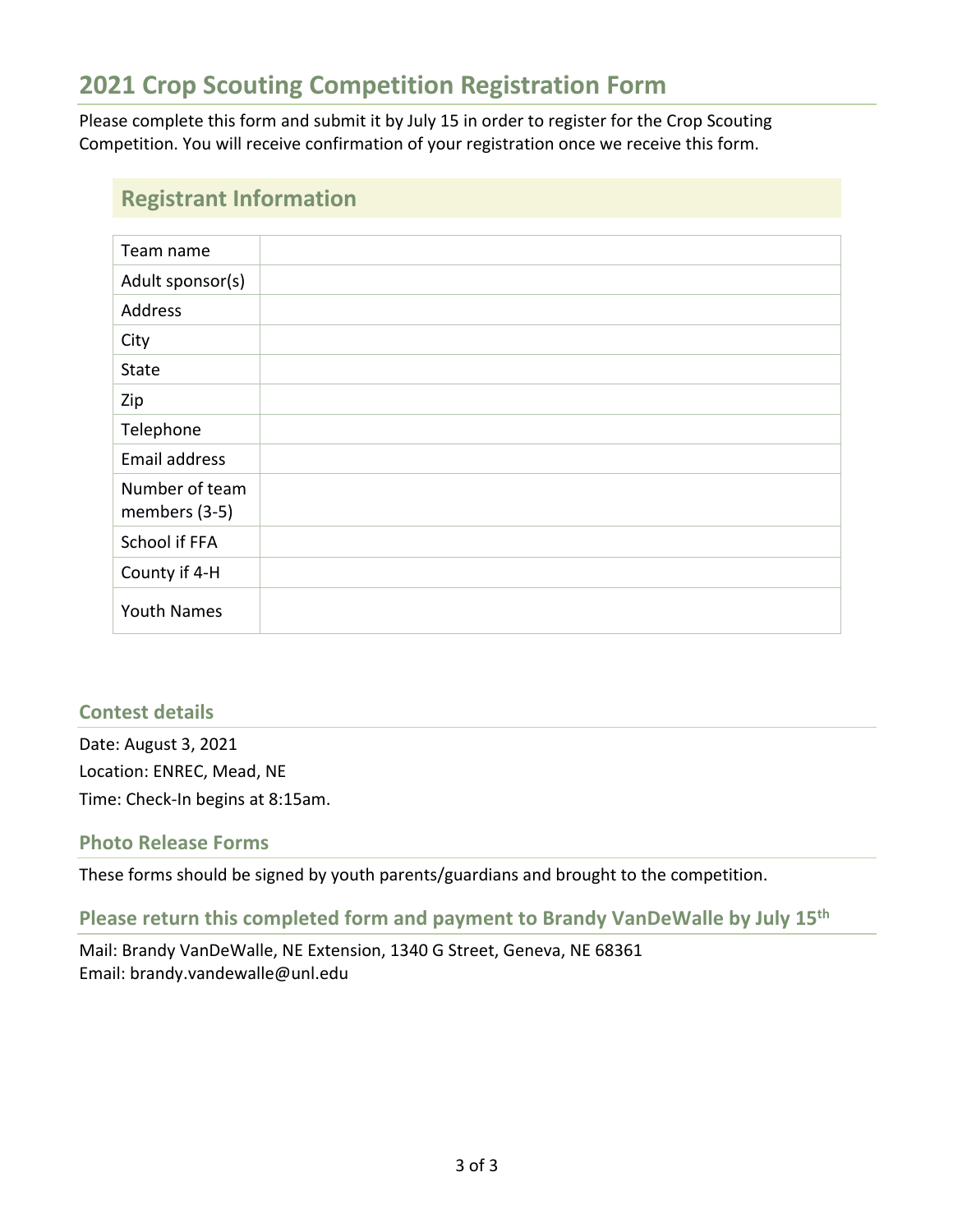# 2021 Crop Scouting Competition Registration Form

Please complete this form and submit it by July 15 in order to register for the Crop Scouting Competition. You will receive confirmation of your registration once we receive this form.

## Registrant Information

| | |
|---|---|
| Team name | |
| Adult sponsor(s) | |
| Address | |
| City | |
| State | |
| Zip | |
| Telephone | |
| Email address | |
| Number of team members (3-5) | |
| School if FFA | |
| County if 4-H | |
| Youth Names | |

### Contest details

Date: August 3, 2021

Location: ENREC, Mead, NE

Time: Check-In begins at 8:15am.

### Photo Release Forms

These forms should be signed by youth parents/guardians and brought to the competition.

### Please return this completed form and payment to Brandy VanDeWalle by July 15th

Mail: Brandy VanDeWalle, NE Extension, 1340 G Street, Geneva, NE 68361
Email: brandy.vandewalle@unl.edu